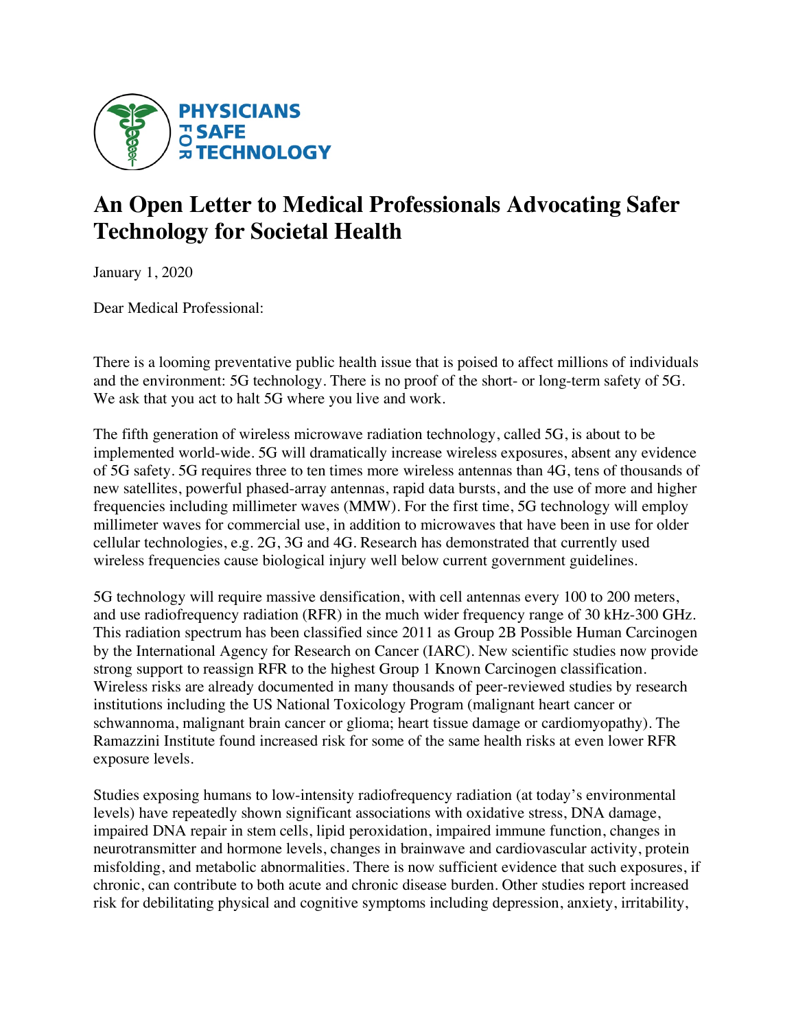**PHYSICIANS FOR SAFE TECHNOLOGY**

# An Open Letter to Medical Professionals Advocating Safer Technology for Societal Health

January 1, 2020

Dear Medical Professional:

There is a looming preventative public health issue that is poised to affect millions of individuals and the environment: 5G technology. There is no proof of the short- or long-term safety of 5G. We ask that you act to halt 5G where you live and work.

The fifth generation of wireless microwave radiation technology, called 5G, is about to be implemented world-wide. 5G will dramatically increase wireless exposures, absent any evidence of 5G safety. 5G requires three to ten times more wireless antennas than 4G, tens of thousands of new satellites, powerful phased-array antennas, rapid data bursts, and the use of more and higher frequencies including millimeter waves (MMW). For the first time, 5G technology will employ millimeter waves for commercial use, in addition to microwaves that have been in use for older cellular technologies, e.g. 2G, 3G and 4G. Research has demonstrated that currently used wireless frequencies cause biological injury well below current government guidelines.

5G technology will require massive densification, with cell antennas every 100 to 200 meters, and use radiofrequency radiation (RFR) in the much wider frequency range of 30 kHz-300 GHz. This radiation spectrum has been classified since 2011 as Group 2B Possible Human Carcinogen by the International Agency for Research on Cancer (IARC). New scientific studies now provide strong support to reassign RFR to the highest Group 1 Known Carcinogen classification. Wireless risks are already documented in many thousands of peer-reviewed studies by research institutions including the US National Toxicology Program (malignant heart cancer or schwannoma, malignant brain cancer or glioma; heart tissue damage or cardiomyopathy). The Ramazzini Institute found increased risk for some of the same health risks at even lower RFR exposure levels.

Studies exposing humans to low-intensity radiofrequency radiation (at today's environmental levels) have repeatedly shown significant associations with oxidative stress, DNA damage, impaired DNA repair in stem cells, lipid peroxidation, impaired immune function, changes in neurotransmitter and hormone levels, changes in brainwave and cardiovascular activity, protein misfolding, and metabolic abnormalities. There is now sufficient evidence that such exposures, if chronic, can contribute to both acute and chronic disease burden. Other studies report increased risk for debilitating physical and cognitive symptoms including depression, anxiety, irritability,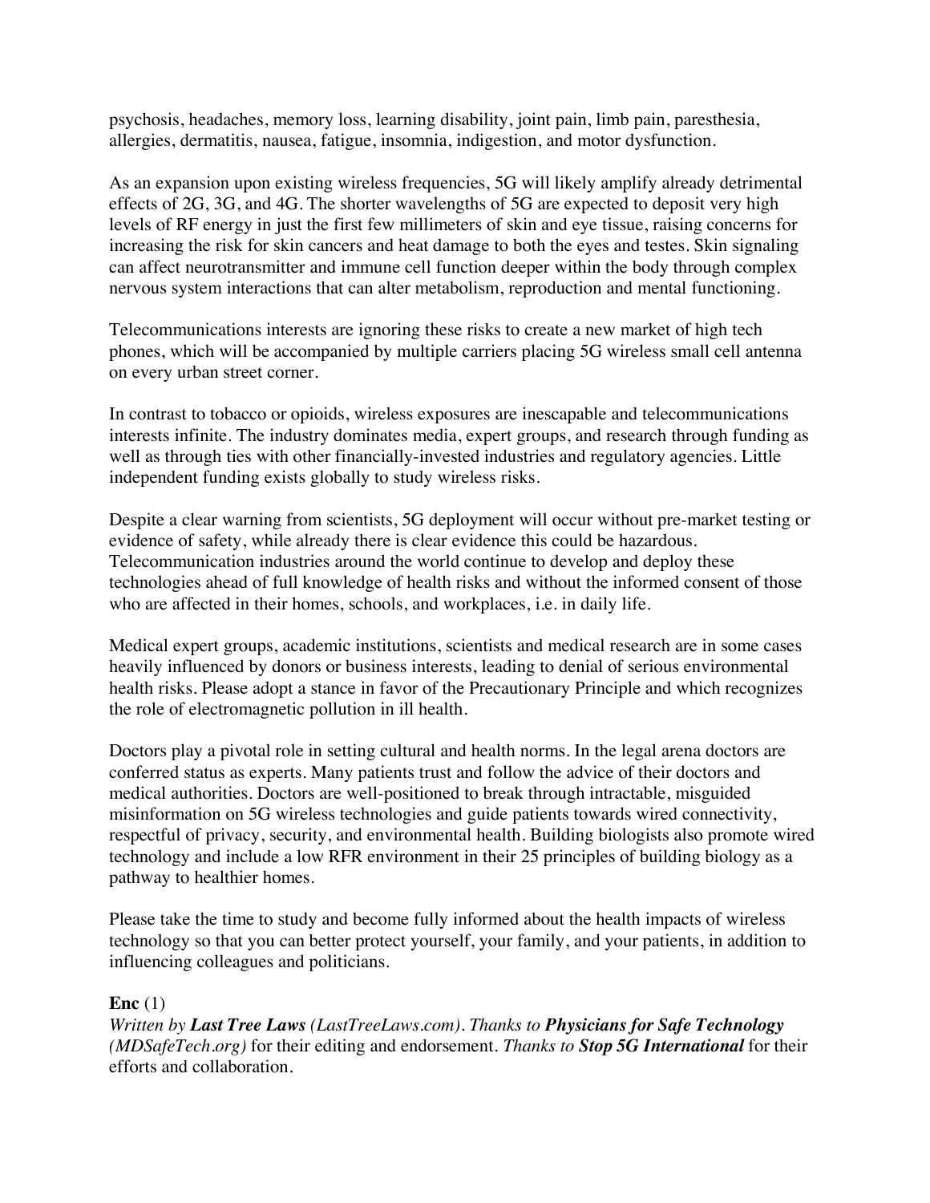psychosis, headaches, memory loss, learning disability, joint pain, limb pain, paresthesia, allergies, dermatitis, nausea, fatigue, insomnia, indigestion, and motor dysfunction.

As an expansion upon existing wireless frequencies, 5G will likely amplify already detrimental effects of 2G, 3G, and 4G. The shorter wavelengths of 5G are expected to deposit very high levels of RF energy in just the first few millimeters of skin and eye tissue, raising concerns for increasing the risk for skin cancers and heat damage to both the eyes and testes. Skin signaling can affect neurotransmitter and immune cell function deeper within the body through complex nervous system interactions that can alter metabolism, reproduction and mental functioning.

Telecommunications interests are ignoring these risks to create a new market of high tech phones, which will be accompanied by multiple carriers placing 5G wireless small cell antenna on every urban street corner.

In contrast to tobacco or opioids, wireless exposures are inescapable and telecommunications interests infinite. The industry dominates media, expert groups, and research through funding as well as through ties with other financially-invested industries and regulatory agencies. Little independent funding exists globally to study wireless risks.

Despite a clear warning from scientists, 5G deployment will occur without pre-market testing or evidence of safety, while already there is clear evidence this could be hazardous. Telecommunication industries around the world continue to develop and deploy these technologies ahead of full knowledge of health risks and without the informed consent of those who are affected in their homes, schools, and workplaces, i.e. in daily life.

Medical expert groups, academic institutions, scientists and medical research are in some cases heavily influenced by donors or business interests, leading to denial of serious environmental health risks. Please adopt a stance in favor of the Precautionary Principle and which recognizes the role of electromagnetic pollution in ill health.

Doctors play a pivotal role in setting cultural and health norms. In the legal arena doctors are conferred status as experts. Many patients trust and follow the advice of their doctors and medical authorities. Doctors are well-positioned to break through intractable, misguided misinformation on 5G wireless technologies and guide patients towards wired connectivity, respectful of privacy, security, and environmental health. Building biologists also promote wired technology and include a low RFR environment in their 25 principles of building biology as a pathway to healthier homes.

Please take the time to study and become fully informed about the health impacts of wireless technology so that you can better protect yourself, your family, and your patients, in addition to influencing colleagues and politicians.

**Enc** (1)
*Written by **Last Tree Laws** (LastTreeLaws.com). Thanks to **Physicians for Safe Technology** (MDSafeTech.org)* for their editing and endorsement. *Thanks to **Stop 5G International*** for their efforts and collaboration.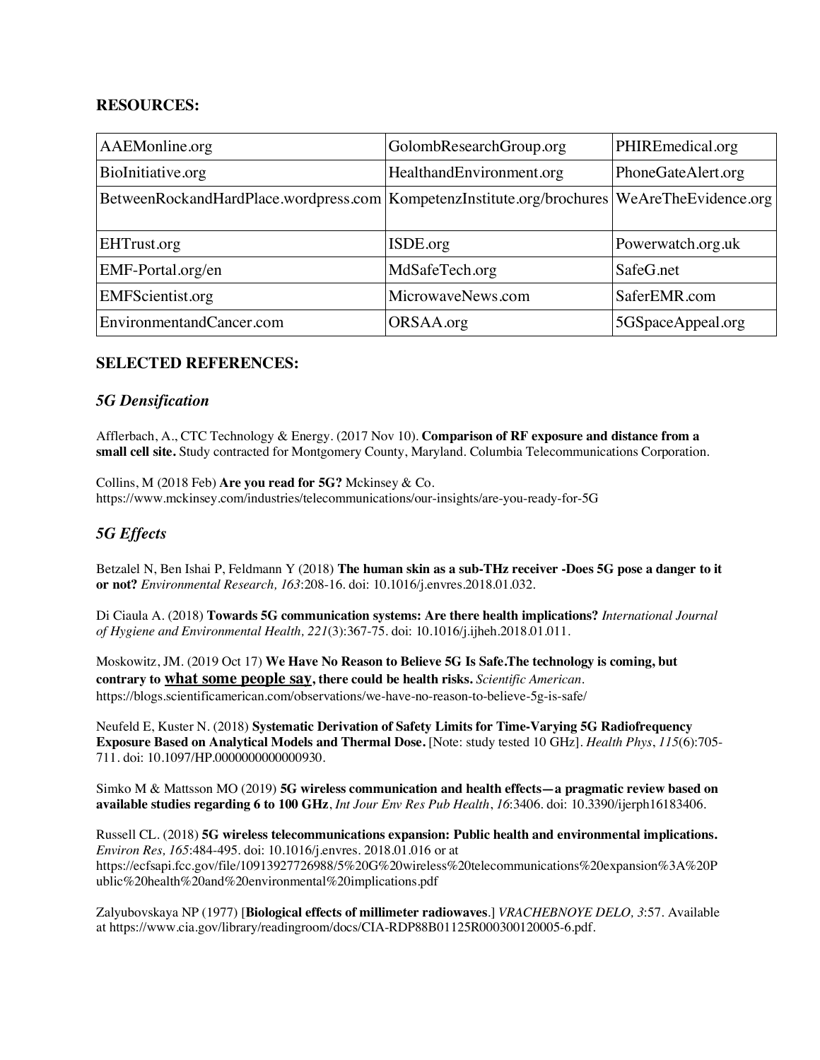**RESOURCES:**

| AAEMonline.org | GolombResearchGroup.org | PHIREmedical.org |
|---|---|---|
| BioInitiative.org | HealthandEnvironment.org | PhoneGateAlert.org |
| BetweenRockandHardPlace.wordpress.com | KompetenzInstitute.org/brochures | WeAreTheEvidence.org |
| EHTrust.org | ISDE.org | Powerwatch.org.uk |
| EMF-Portal.org/en | MdSafeTech.org | SafeG.net |
| EMFScientist.org | MicrowaveNews.com | SaferEMR.com |
| EnvironmentandCancer.com | ORSAA.org | 5GSpaceAppeal.org |

**SELECTED REFERENCES:**

***5G Densification***

Afflerbach, A., CTC Technology & Energy. (2017 Nov 10). **Comparison of RF exposure and distance from a small cell site.** Study contracted for Montgomery County, Maryland. Columbia Telecommunications Corporation.

Collins, M (2018 Feb) **Are you read for 5G?** Mckinsey & Co. https://www.mckinsey.com/industries/telecommunications/our-insights/are-you-ready-for-5G

***5G Effects***

Betzalel N, Ben Ishai P, Feldmann Y (2018) **The human skin as a sub-THz receiver -Does 5G pose a danger to it or not?** *Environmental Research, 163*:208-16. doi: 10.1016/j.envres.2018.01.032.

Di Ciaula A. (2018) **Towards 5G communication systems: Are there health implications?** *International Journal of Hygiene and Environmental Health, 221*(3):367-75. doi: 10.1016/j.ijheh.2018.01.011.

Moskowitz, JM. (2019 Oct 17) **We Have No Reason to Believe 5G Is Safe.The technology is coming, but contrary to what some people say, there could be health risks.** *Scientific American*. https://blogs.scientificamerican.com/observations/we-have-no-reason-to-believe-5g-is-safe/

Neufeld E, Kuster N. (2018) **Systematic Derivation of Safety Limits for Time-Varying 5G Radiofrequency Exposure Based on Analytical Models and Thermal Dose.** [Note: study tested 10 GHz]. *Health Phys*, *115*(6):705-711. doi: 10.1097/HP.0000000000000930.

Simko M & Mattsson MO (2019) **5G wireless communication and health effects—a pragmatic review based on available studies regarding 6 to 100 GHz**, *Int Jour Env Res Pub Health*, *16*:3406. doi: 10.3390/ijerph16183406.

Russell CL. (2018) **5G wireless telecommunications expansion: Public health and environmental implications.** *Environ Res, 165*:484-495. doi: 10.1016/j.envres. 2018.01.016 or at https://ecfsapi.fcc.gov/file/10913927726988/5%20G%20wireless%20telecommunications%20expansion%3A%20Public%20health%20and%20environmental%20implications.pdf

Zalyubovskaya NP (1977) [**Biological effects of millimeter radiowaves**.] *VRACHEBNOYE DELO, 3*:57. Available at https://www.cia.gov/library/readingroom/docs/CIA-RDP88B01125R000300120005-6.pdf.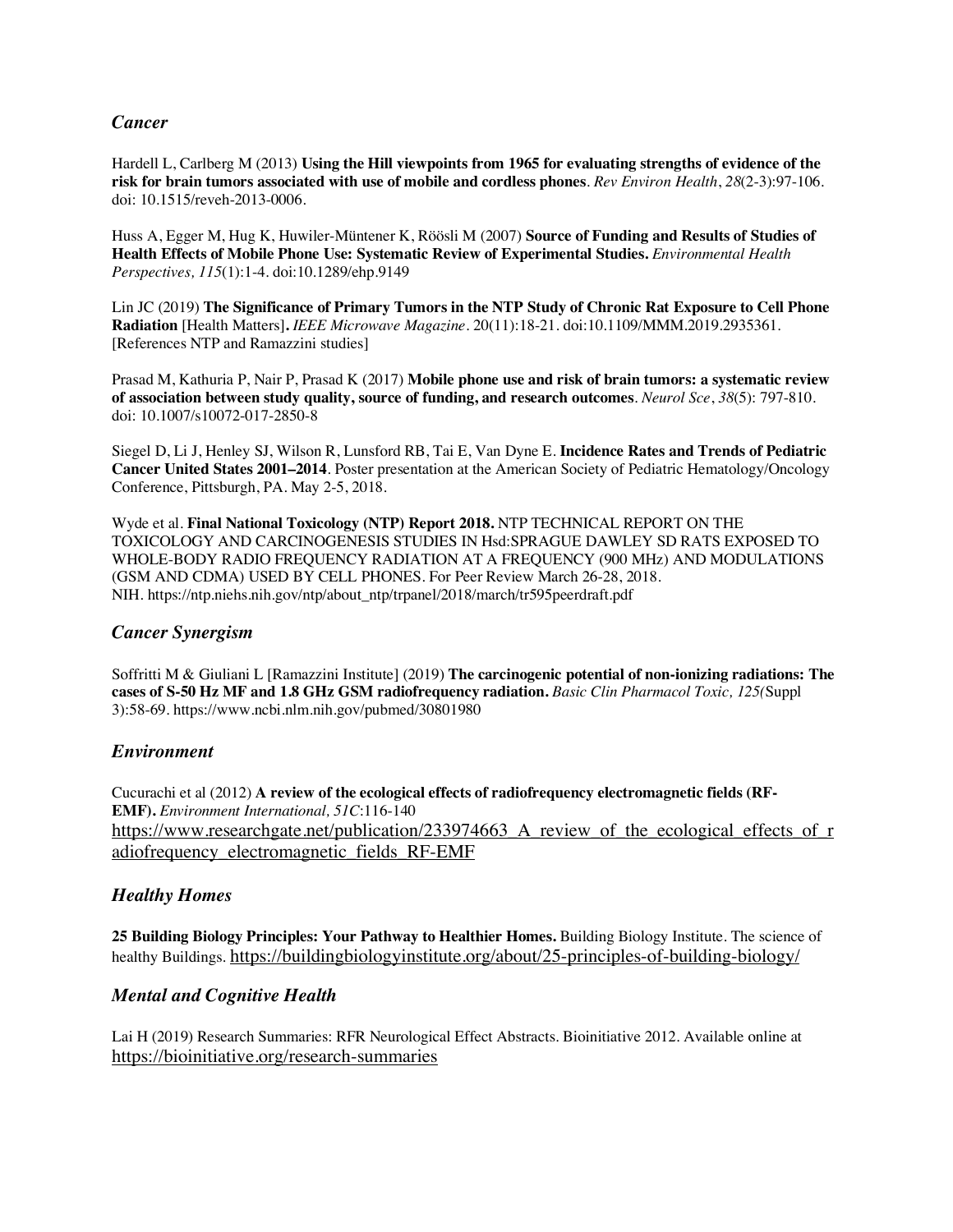### *Cancer*

Hardell L, Carlberg M (2013) **Using the Hill viewpoints from 1965 for evaluating strengths of evidence of the risk for brain tumors associated with use of mobile and cordless phones**. *Rev Environ Health*, *28*(2-3):97-106. doi: 10.1515/reveh-2013-0006.

Huss A, Egger M, Hug K, Huwiler-Müntener K, Röösli M (2007) **Source of Funding and Results of Studies of Health Effects of Mobile Phone Use: Systematic Review of Experimental Studies.** *Environmental Health Perspectives, 115*(1):1-4. doi:10.1289/ehp.9149

Lin JC (2019) **The Significance of Primary Tumors in the NTP Study of Chronic Rat Exposure to Cell Phone Radiation** [Health Matters]**.** *IEEE Microwave Magazine*. 20(11):18-21. doi:10.1109/MMM.2019.2935361. [References NTP and Ramazzini studies]

Prasad M, Kathuria P, Nair P, Prasad K (2017) **Mobile phone use and risk of brain tumors: a systematic review of association between study quality, source of funding, and research outcomes**. *Neurol Sce*, *38*(5): 797-810. doi: 10.1007/s10072-017-2850-8

Siegel D, Li J, Henley SJ, Wilson R, Lunsford RB, Tai E, Van Dyne E. **Incidence Rates and Trends of Pediatric Cancer United States 2001–2014**. Poster presentation at the American Society of Pediatric Hematology/Oncology Conference, Pittsburgh, PA. May 2-5, 2018.

Wyde et al. **Final National Toxicology (NTP) Report 2018.** NTP TECHNICAL REPORT ON THE TOXICOLOGY AND CARCINOGENESIS STUDIES IN Hsd:SPRAGUE DAWLEY SD RATS EXPOSED TO WHOLE-BODY RADIO FREQUENCY RADIATION AT A FREQUENCY (900 MHz) AND MODULATIONS (GSM AND CDMA) USED BY CELL PHONES. For Peer Review March 26-28, 2018. NIH. https://ntp.niehs.nih.gov/ntp/about_ntp/trpanel/2018/march/tr595peerdraft.pdf

### *Cancer Synergism*

Soffritti M & Giuliani L [Ramazzini Institute] (2019) **The carcinogenic potential of non-ionizing radiations: The cases of S-50 Hz MF and 1.8 GHz GSM radiofrequency radiation.** *Basic Clin Pharmacol Toxic, 125(*Suppl 3):58-69. https://www.ncbi.nlm.nih.gov/pubmed/30801980

### *Environment*

Cucurachi et al (2012) **A review of the ecological effects of radiofrequency electromagnetic fields (RF-EMF).** *Environment International, 51C*:116-140 https://www.researchgate.net/publication/233974663_A_review_of_the_ecological_effects_of_radiofrequency_electromagnetic_fields_RF-EMF

### *Healthy Homes*

**25 Building Biology Principles: Your Pathway to Healthier Homes.** Building Biology Institute. The science of healthy Buildings. https://buildingbiologyinstitute.org/about/25-principles-of-building-biology/

### *Mental and Cognitive Health*

Lai H (2019) Research Summaries: RFR Neurological Effect Abstracts. Bioinitiative 2012. Available online at https://bioinitiative.org/research-summaries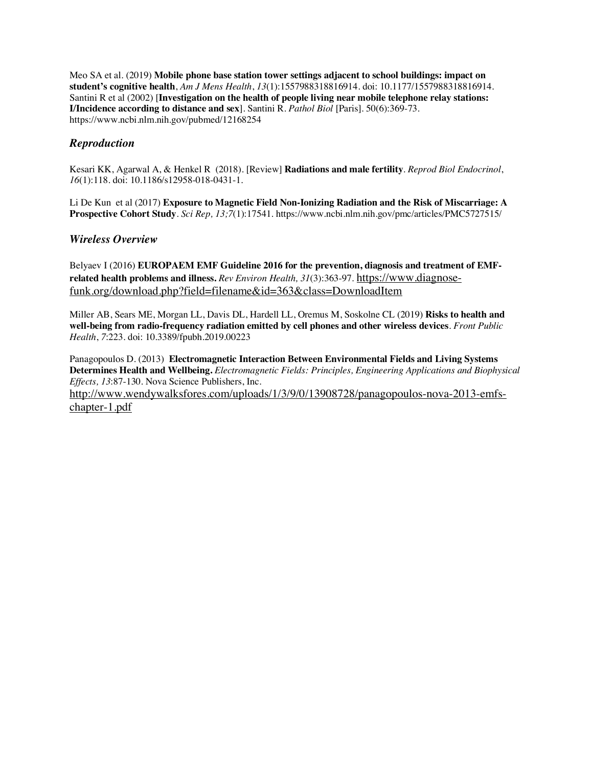Meo SA et al. (2019) **Mobile phone base station tower settings adjacent to school buildings: impact on student's cognitive health**, *Am J Mens Health*, *13*(1):1557988318816914. doi: 10.1177/1557988318816914. Santini R et al (2002) [**Investigation on the health of people living near mobile telephone relay stations: I/Incidence according to distance and sex**]. Santini R. *Pathol Biol* [Paris]. 50(6):369-73. https://www.ncbi.nlm.nih.gov/pubmed/12168254

### *Reproduction*

Kesari KK, Agarwal A, & Henkel R (2018). [Review] **Radiations and male fertility**. *Reprod Biol Endocrinol*, *16*(1):118. doi: 10.1186/s12958-018-0431-1.

Li De Kun et al (2017) **Exposure to Magnetic Field Non-Ionizing Radiation and the Risk of Miscarriage: A Prospective Cohort Study**. *Sci Rep, 13;7*(1):17541. https://www.ncbi.nlm.nih.gov/pmc/articles/PMC5727515/

### *Wireless Overview*

Belyaev I (2016) **EUROPAEM EMF Guideline 2016 for the prevention, diagnosis and treatment of EMF-related health problems and illness.** *Rev Environ Health, 31*(3):363-97. https://www.diagnose-funk.org/download.php?field=filename&id=363&class=DownloadItem

Miller AB, Sears ME, Morgan LL, Davis DL, Hardell LL, Oremus M, Soskolne CL (2019) **Risks to health and well-being from radio-frequency radiation emitted by cell phones and other wireless devices**. *Front Public Health*, *7*:223. doi: 10.3389/fpubh.2019.00223

Panagopoulos D. (2013) **Electromagnetic Interaction Between Environmental Fields and Living Systems Determines Health and Wellbeing.** *Electromagnetic Fields: Principles, Engineering Applications and Biophysical Effects, 13*:87-130. Nova Science Publishers, Inc. http://www.wendywalksfores.com/uploads/1/3/9/0/13908728/panagopoulos-nova-2013-emfs-chapter-1.pdf